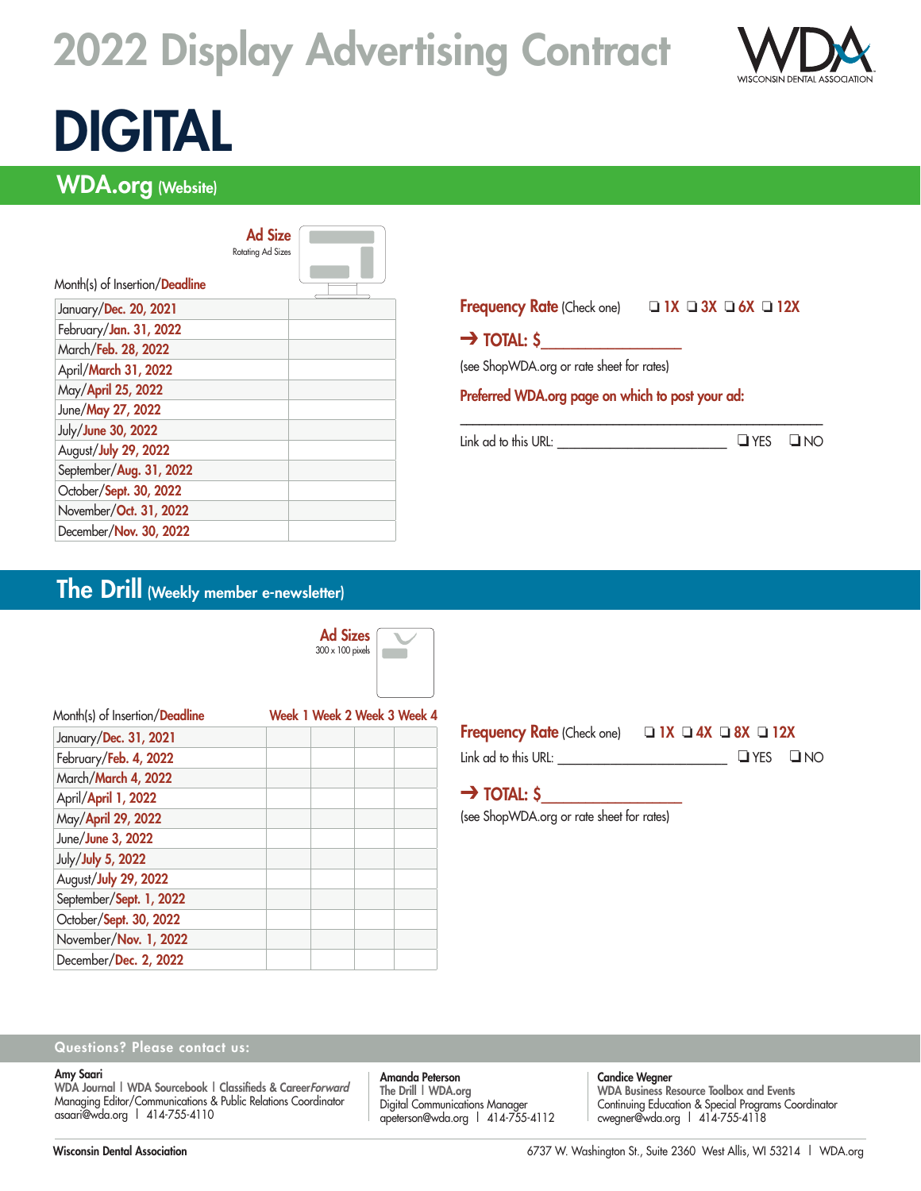# 2022 Display Advertising Contract

WDA WISCONSIN DENTAL ASSOCIATION

# DIGITAL

## WDA.org (Website)

**Ad Size**
Rotating Ad Sizes

| Month(s) of Insertion/**Deadline** | |
|---|---|
| January/**Dec. 20, 2021** | |
| February/**Jan. 31, 2022** | |
| March/**Feb. 28, 2022** | |
| April/**March 31, 2022** | |
| May/**April 25, 2022** | |
| June/**May 27, 2022** | |
| July/**June 30, 2022** | |
| August/**July 29, 2022** | |
| September/**Aug. 31, 2022** | |
| October/**Sept. 30, 2022** | |
| November/**Oct. 31, 2022** | |
| December/**Nov. 30, 2022** | |

**Frequency Rate** (Check one) ❑ 1X ❑ 3X ❑ 6X ❑ 12X

➔ **TOTAL: $**_______________

(see ShopWDA.org or rate sheet for rates)

**Preferred WDA.org page on which to post your ad:**

_______________________________________________

Link ad to this URL: _______________________ ❑ YES ❑ NO

## The Drill (Weekly member e-newsletter)

**Ad Sizes**
300 x 100 pixels

| Month(s) of Insertion/**Deadline** | Week 1 | Week 2 | Week 3 | Week 4 |
|---|---|---|---|---|
| January/**Dec. 31, 2021** | | | | |
| February/**Feb. 4, 2022** | | | | |
| March/**March 4, 2022** | | | | |
| April/**April 1, 2022** | | | | |
| May/**April 29, 2022** | | | | |
| June/**June 3, 2022** | | | | |
| July/**July 5, 2022** | | | | |
| August/**July 29, 2022** | | | | |
| September/**Sept. 1, 2022** | | | | |
| October/**Sept. 30, 2022** | | | | |
| November/**Nov. 1, 2022** | | | | |
| December/**Dec. 2, 2022** | | | | |

**Frequency Rate** (Check one) ❑ 1X ❑ 4X ❑ 8X ❑ 12X

Link ad to this URL: _______________________ ❑ YES ❑ NO

➔ **TOTAL: $**_______________

(see ShopWDA.org or rate sheet for rates)

**Questions? Please contact us:**

**Amy Saari**
WDA Journal | WDA Sourcebook | Classifieds & Career*Forward*
Managing Editor/Communications & Public Relations Coordinator
asaari@wda.org | 414-755-4110

**Amanda Peterson**
The Drill | WDA.org
Digital Communications Manager
apeterson@wda.org | 414-755-4112

**Candice Wegner**
WDA Business Resource Toolbox and Events
Continuing Education & Special Programs Coordinator
cwegner@wda.org | 414-755-4118

**Wisconsin Dental Association** 6737 W. Washington St., Suite 2360 West Allis, WI 53214 | WDA.org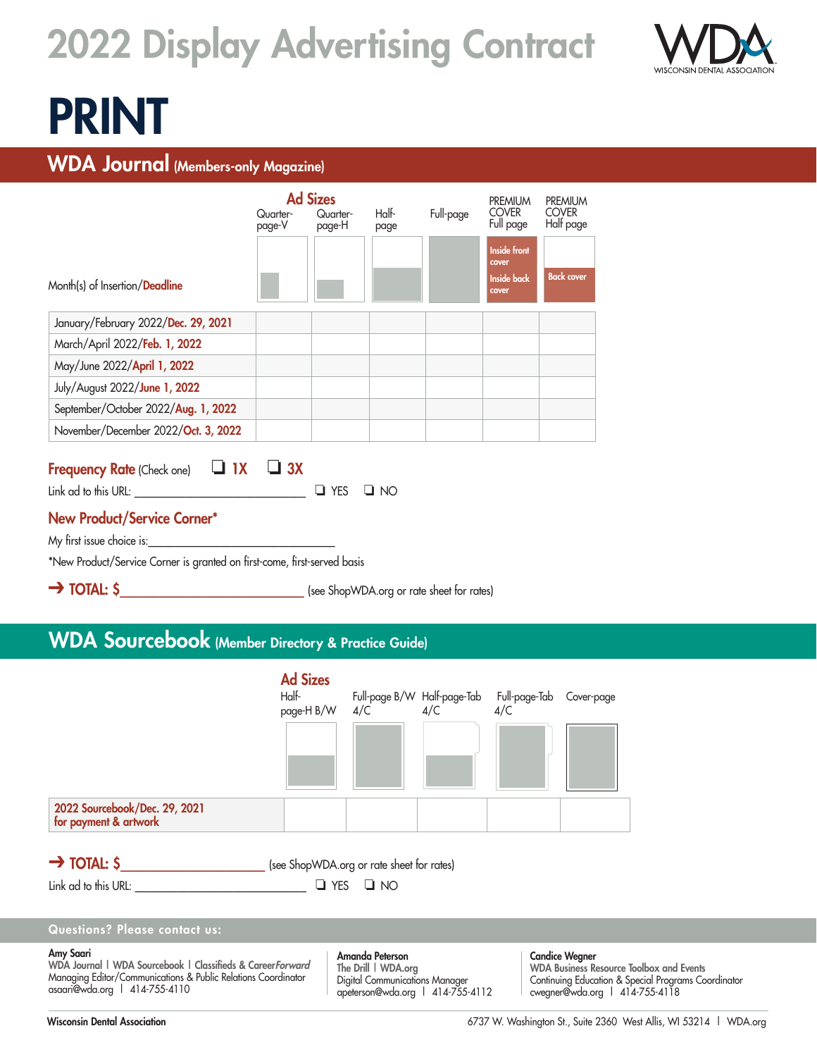# 2022 Display Advertising Contract

WISCONSIN DENTAL ASSOCIATION

# PRINT

## WDA Journal (Members-only Magazine)

| Month(s) of Insertion/Deadline | Quarter-page-V | Quarter-page-H | Half-page | Full-page | PREMIUM COVER Full page (Inside front cover / Inside back cover) | PREMIUM COVER Half page (Back cover) |
|---|---|---|---|---|---|---|
| January/February 2022/**Dec. 29, 2021** | | | | | | |
| March/April 2022/**Feb. 1, 2022** | | | | | | |
| May/June 2022/**April 1, 2022** | | | | | | |
| July/August 2022/**June 1, 2022** | | | | | | |
| September/October 2022/**Aug. 1, 2022** | | | | | | |
| November/December 2022/**Oct. 3, 2022** | | | | | | |

**Frequency Rate** (Check one) ❑ **1X** ❑ **3X**

Link ad to this URL: ____________________________ ❑ YES ❑ NO

### New Product/Service Corner*

My first issue choice is:_______________________________

*New Product/Service Corner is granted on first-come, first-served basis

➔ **TOTAL: $**____________________________ (see ShopWDA.org or rate sheet for rates)

## WDA Sourcebook (Member Directory & Practice Guide)

| | Half-page-H B/W | Full-page B/W 4/C | Half-page-Tab 4/C | Full-page-Tab 4/C | Cover-page |
|---|---|---|---|---|---|
| **2022 Sourcebook/Dec. 29, 2021 for payment & artwork** | | | | | |

➔ **TOTAL: $**______________________ (see ShopWDA.org or rate sheet for rates)

Link ad to this URL: ____________________________ ❑ YES ❑ NO

### Questions? Please contact us:

**Amy Saari**
WDA Journal | WDA Sourcebook | Classifieds & Career*Forward*
Managing Editor/Communications & Public Relations Coordinator
asaari@wda.org | 414-755-4110

**Amanda Peterson**
The Drill | WDA.org
Digital Communications Manager
apeterson@wda.org | 414-755-4112

**Candice Wegner**
WDA Business Resource Toolbox and Events
Continuing Education & Special Programs Coordinator
cwegner@wda.org | 414-755-4118

**Wisconsin Dental Association** 6737 W. Washington St., Suite 2360 West Allis, WI 53214 | WDA.org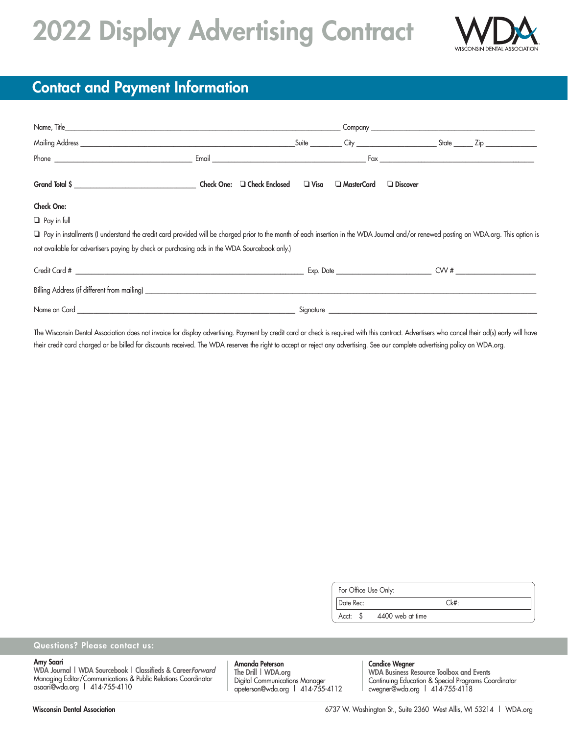# 2022 Display Advertising Contract

WISCONSIN DENTAL ASSOCIATION

## Contact and Payment Information

Name, Title\_\_\_\_\_\_\_\_\_\_\_\_\_\_\_\_\_\_\_\_\_\_\_\_\_\_\_\_\_\_\_\_ Company \_\_\_\_\_\_\_\_\_\_\_\_\_\_\_\_\_\_\_\_

Mailing Address \_\_\_\_\_\_\_\_\_\_\_\_\_\_\_\_\_\_\_\_\_\_\_\_Suite \_\_\_\_\_\_ City \_\_\_\_\_\_\_\_\_\_\_\_ State \_\_\_\_ Zip \_\_\_\_\_\_\_\_

Phone \_\_\_\_\_\_\_\_\_\_\_\_\_\_\_\_\_\_ Email \_\_\_\_\_\_\_\_\_\_\_\_\_\_\_\_\_\_\_\_ Fax \_\_\_\_\_\_\_\_\_\_\_\_\_\_\_\_\_\_\_\_

**Grand Total $** \_\_\_\_\_\_\_\_\_\_\_\_\_\_\_\_ **Check One:** ❑ **Check Enclosed** ❑ **Visa** ❑ **MasterCard** ❑ **Discover**

**Check One:**

❑ Pay in full

❑ Pay in installments (I understand the credit card provided will be charged prior to the month of each insertion in the WDA Journal and/or renewed posting on WDA.org. This option is not available for advertisers paying by check or purchasing ads in the WDA Sourcebook only.)

Credit Card # \_\_\_\_\_\_\_\_\_\_\_\_\_\_\_\_\_\_\_\_\_\_\_\_\_\_\_\_ Exp. Date \_\_\_\_\_\_\_\_\_\_\_\_ CVV # \_\_\_\_\_\_\_\_\_\_\_

Billing Address (if different from mailing) \_\_\_\_\_\_\_\_\_\_\_\_\_\_\_\_\_\_\_\_\_\_\_\_\_\_\_\_\_\_\_\_\_\_\_\_\_\_

Name on Card \_\_\_\_\_\_\_\_\_\_\_\_\_\_\_\_\_\_\_\_\_\_\_\_\_\_ Signature \_\_\_\_\_\_\_\_\_\_\_\_\_\_\_\_\_\_\_\_\_\_\_\_\_\_

The Wisconsin Dental Association does not invoice for display advertising. Payment by credit card or check is required with this contract. Advertisers who cancel their ad(s) early will have their credit card charged or be billed for discounts received. The WDA reserves the right to accept or reject any advertising. See our complete advertising policy on WDA.org.

| For Office Use Only: | |
|---|---|
| Date Rec: | Ck#: |
| Acct: $ 4400 web at time | |

**Questions? Please contact us:**

**Amy Saari**
WDA Journal | WDA Sourcebook | Classifieds & Career*Forward*
Managing Editor/Communications & Public Relations Coordinator
asaari@wda.org | 414-755-4110

**Amanda Peterson**
The Drill | WDA.org
Digital Communications Manager
apeterson@wda.org | 414-755-4112

**Candice Wegner**
WDA Business Resource Toolbox and Events
Continuing Education & Special Programs Coordinator
cwegner@wda.org | 414-755-4118

**Wisconsin Dental Association** 6737 W. Washington St., Suite 2360 West Allis, WI 53214 | WDA.org